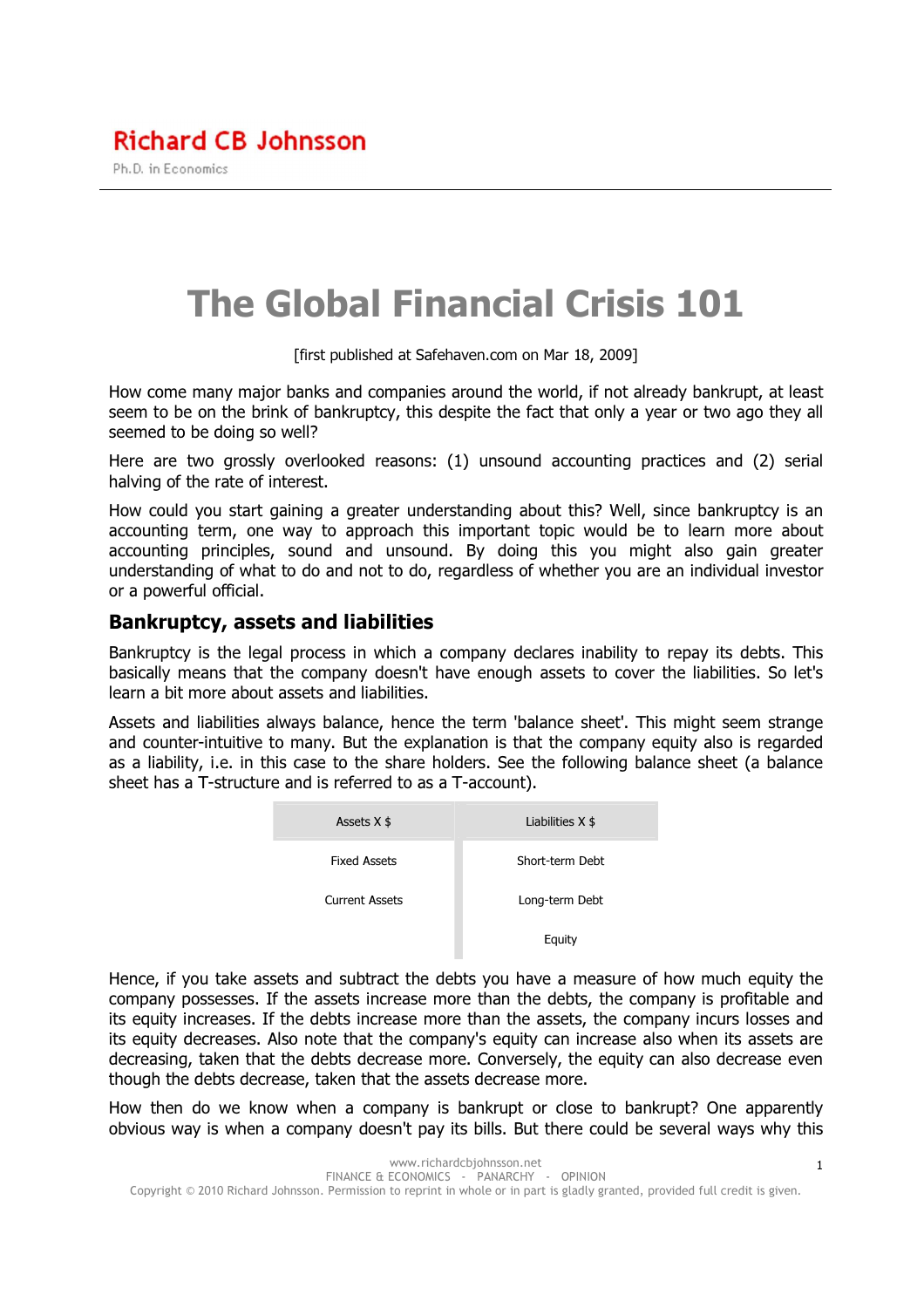Richard CB Johnsson

Ph.D. in Economics

# The Global Financial Crisis 101

[first published at Safehaven.com on Mar 18, 2009]

How come many major banks and companies around the world, if not already bankrupt, at least seem to be on the brink of bankruptcy, this despite the fact that only a year or two ago they all seemed to be doing so well?

Here are two grossly overlooked reasons: (1) unsound accounting practices and (2) serial halving of the rate of interest.

How could you start gaining a greater understanding about this? Well, since bankruptcy is an accounting term, one way to approach this important topic would be to learn more about accounting principles, sound and unsound. By doing this you might also gain greater understanding of what to do and not to do, regardless of whether you are an individual investor or a powerful official.

## Bankruptcy, assets and liabilities

Bankruptcy is the legal process in which a company declares inability to repay its debts. This basically means that the company doesn't have enough assets to cover the liabilities. So let's learn a bit more about assets and liabilities.

Assets and liabilities always balance, hence the term 'balance sheet'. This might seem strange and counter-intuitive to many. But the explanation is that the company equity also is regarded as a liability, i.e. in this case to the share holders. See the following balance sheet (a balance sheet has a T-structure and is referred to as a T-account).

| Assets X $ | Liabilities X $ |
|---|---|
| Fixed Assets | Short-term Debt |
| Current Assets | Long-term Debt |
| | Equity |

Hence, if you take assets and subtract the debts you have a measure of how much equity the company possesses. If the assets increase more than the debts, the company is profitable and its equity increases. If the debts increase more than the assets, the company incurs losses and its equity decreases. Also note that the company's equity can increase also when its assets are decreasing, taken that the debts decrease more. Conversely, the equity can also decrease even though the debts decrease, taken that the assets decrease more.

How then do we know when a company is bankrupt or close to bankrupt? One apparently obvious way is when a company doesn't pay its bills. But there could be several ways why this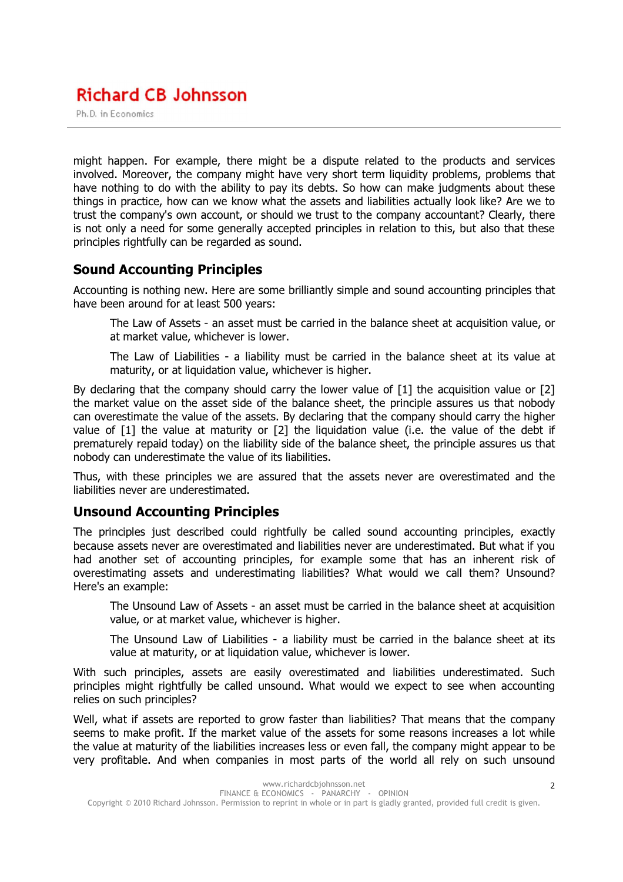might happen. For example, there might be a dispute related to the products and services involved. Moreover, the company might have very short term liquidity problems, problems that have nothing to do with the ability to pay its debts. So how can make judgments about these things in practice, how can we know what the assets and liabilities actually look like? Are we to trust the company's own account, or should we trust to the company accountant? Clearly, there is not only a need for some generally accepted principles in relation to this, but also that these principles rightfully can be regarded as sound.

## Sound Accounting Principles

Accounting is nothing new. Here are some brilliantly simple and sound accounting principles that have been around for at least 500 years:

> The Law of Assets - an asset must be carried in the balance sheet at acquisition value, or at market value, whichever is lower.
>
> The Law of Liabilities - a liability must be carried in the balance sheet at its value at maturity, or at liquidation value, whichever is higher.

By declaring that the company should carry the lower value of [1] the acquisition value or [2] the market value on the asset side of the balance sheet, the principle assures us that nobody can overestimate the value of the assets. By declaring that the company should carry the higher value of [1] the value at maturity or [2] the liquidation value (i.e. the value of the debt if prematurely repaid today) on the liability side of the balance sheet, the principle assures us that nobody can underestimate the value of its liabilities.

Thus, with these principles we are assured that the assets never are overestimated and the liabilities never are underestimated.

## Unsound Accounting Principles

The principles just described could rightfully be called sound accounting principles, exactly because assets never are overestimated and liabilities never are underestimated. But what if you had another set of accounting principles, for example some that has an inherent risk of overestimating assets and underestimating liabilities? What would we call them? Unsound? Here's an example:

> The Unsound Law of Assets - an asset must be carried in the balance sheet at acquisition value, or at market value, whichever is higher.
>
> The Unsound Law of Liabilities - a liability must be carried in the balance sheet at its value at maturity, or at liquidation value, whichever is lower.

With such principles, assets are easily overestimated and liabilities underestimated. Such principles might rightfully be called unsound. What would we expect to see when accounting relies on such principles?

Well, what if assets are reported to grow faster than liabilities? That means that the company seems to make profit. If the market value of the assets for some reasons increases a lot while the value at maturity of the liabilities increases less or even fall, the company might appear to be very profitable. And when companies in most parts of the world all rely on such unsound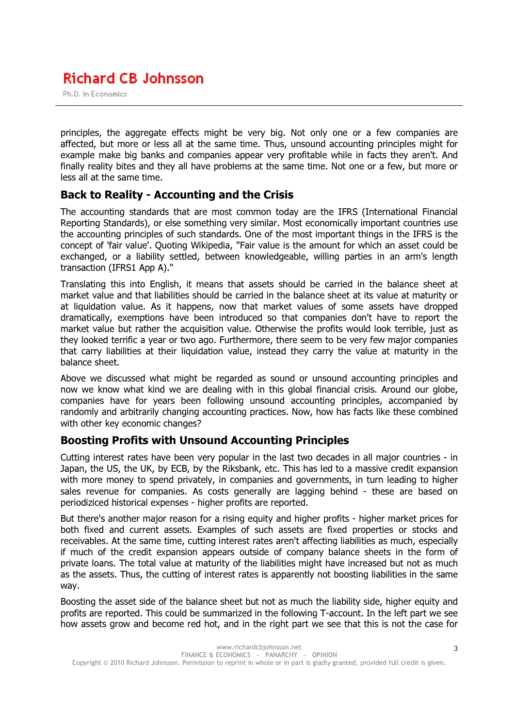principles, the aggregate effects might be very big. Not only one or a few companies are affected, but more or less all at the same time. Thus, unsound accounting principles might for example make big banks and companies appear very profitable while in facts they aren't. And finally reality bites and they all have problems at the same time. Not one or a few, but more or less all at the same time.

## Back to Reality - Accounting and the Crisis

The accounting standards that are most common today are the IFRS (International Financial Reporting Standards), or else something very similar. Most economically important countries use the accounting principles of such standards. One of the most important things in the IFRS is the concept of 'fair value'. Quoting Wikipedia, "Fair value is the amount for which an asset could be exchanged, or a liability settled, between knowledgeable, willing parties in an arm's length transaction (IFRS1 App A)."

Translating this into English, it means that assets should be carried in the balance sheet at market value and that liabilities should be carried in the balance sheet at its value at maturity or at liquidation value. As it happens, now that market values of some assets have dropped dramatically, exemptions have been introduced so that companies don't have to report the market value but rather the acquisition value. Otherwise the profits would look terrible, just as they looked terrific a year or two ago. Furthermore, there seem to be very few major companies that carry liabilities at their liquidation value, instead they carry the value at maturity in the balance sheet.

Above we discussed what might be regarded as sound or unsound accounting principles and now we know what kind we are dealing with in this global financial crisis. Around our globe, companies have for years been following unsound accounting principles, accompanied by randomly and arbitrarily changing accounting practices. Now, how has facts like these combined with other key economic changes?

## Boosting Profits with Unsound Accounting Principles

Cutting interest rates have been very popular in the last two decades in all major countries - in Japan, the US, the UK, by ECB, by the Riksbank, etc. This has led to a massive credit expansion with more money to spend privately, in companies and governments, in turn leading to higher sales revenue for companies. As costs generally are lagging behind - these are based on periodiziced historical expenses - higher profits are reported.

But there's another major reason for a rising equity and higher profits - higher market prices for both fixed and current assets. Examples of such assets are fixed properties or stocks and receivables. At the same time, cutting interest rates aren't affecting liabilities as much, especially if much of the credit expansion appears outside of company balance sheets in the form of private loans. The total value at maturity of the liabilities might have increased but not as much as the assets. Thus, the cutting of interest rates is apparently not boosting liabilities in the same way.

Boosting the asset side of the balance sheet but not as much the liability side, higher equity and profits are reported. This could be summarized in the following T-account. In the left part we see how assets grow and become red hot, and in the right part we see that this is not the case for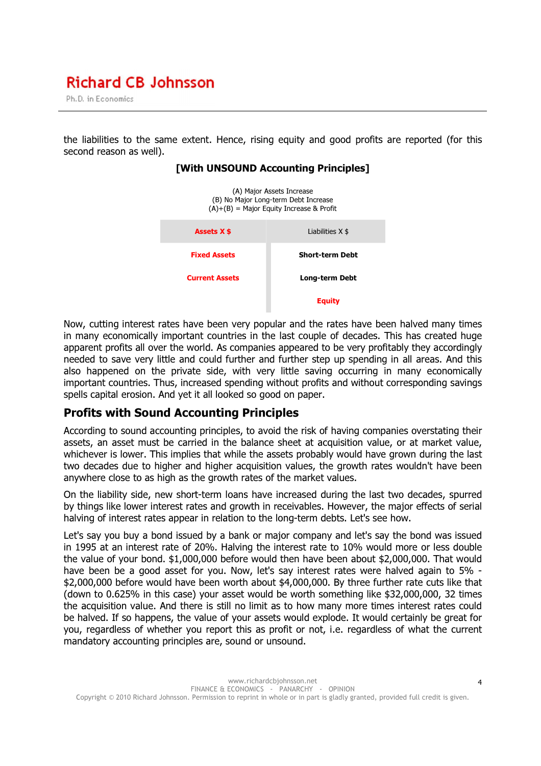the liabilities to the same extent. Hence, rising equity and good profits are reported (for this second reason as well).

**[With UNSOUND Accounting Principles]**

(A) Major Assets Increase
(B) No Major Long-term Debt Increase
(A)+(B) = Major Equity Increase & Profit

| Assets X $ | Liabilities X $ |
|---|---|
| Fixed Assets | Short-term Debt |
| Current Assets | Long-term Debt |
| | Equity |

Now, cutting interest rates have been very popular and the rates have been halved many times in many economically important countries in the last couple of decades. This has created huge apparent profits all over the world. As companies appeared to be very profitably they accordingly needed to save very little and could further and further step up spending in all areas. And this also happened on the private side, with very little saving occurring in many economically important countries. Thus, increased spending without profits and without corresponding savings spells capital erosion. And yet it all looked so good on paper.

## Profits with Sound Accounting Principles

According to sound accounting principles, to avoid the risk of having companies overstating their assets, an asset must be carried in the balance sheet at acquisition value, or at market value, whichever is lower. This implies that while the assets probably would have grown during the last two decades due to higher and higher acquisition values, the growth rates wouldn't have been anywhere close to as high as the growth rates of the market values.

On the liability side, new short-term loans have increased during the last two decades, spurred by things like lower interest rates and growth in receivables. However, the major effects of serial halving of interest rates appear in relation to the long-term debts. Let's see how.

Let's say you buy a bond issued by a bank or major company and let's say the bond was issued in 1995 at an interest rate of 20%. Halving the interest rate to 10% would more or less double the value of your bond. $1,000,000 before would then have been about $2,000,000. That would have been be a good asset for you. Now, let's say interest rates were halved again to 5% - $2,000,000 before would have been worth about $4,000,000. By three further rate cuts like that (down to 0.625% in this case) your asset would be worth something like $32,000,000, 32 times the acquisition value. And there is still no limit as to how many more times interest rates could be halved. If so happens, the value of your assets would explode. It would certainly be great for you, regardless of whether you report this as profit or not, i.e. regardless of what the current mandatory accounting principles are, sound or unsound.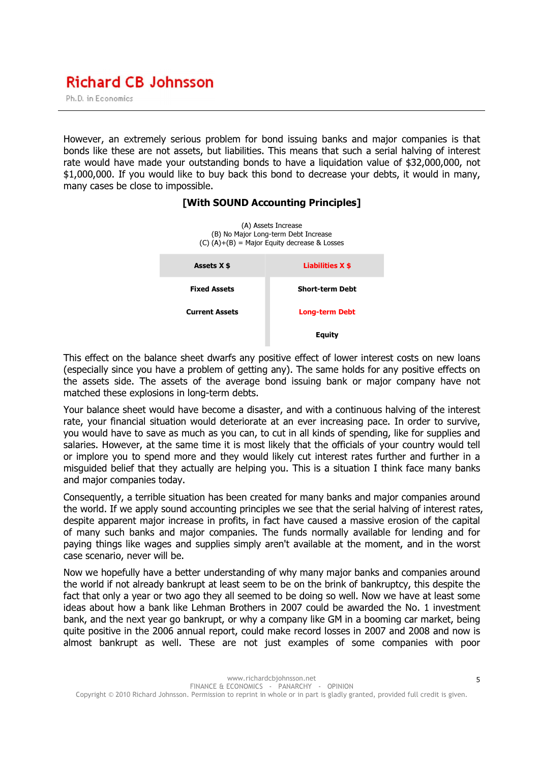However, an extremely serious problem for bond issuing banks and major companies is that bonds like these are not assets, but liabilities. This means that such a serial halving of interest rate would have made your outstanding bonds to have a liquidation value of $32,000,000, not $1,000,000. If you would like to buy back this bond to decrease your debts, it would in many, many cases be close to impossible.

**[With SOUND Accounting Principles]**

(A) Assets Increase
(B) No Major Long-term Debt Increase
(C) (A)+(B) = Major Equity decrease & Losses

| Assets X $ | Liabilities X $ |
|---|---|
| Fixed Assets | Short-term Debt |
| Current Assets | Long-term Debt |
| | Equity |

This effect on the balance sheet dwarfs any positive effect of lower interest costs on new loans (especially since you have a problem of getting any). The same holds for any positive effects on the assets side. The assets of the average bond issuing bank or major company have not matched these explosions in long-term debts.

Your balance sheet would have become a disaster, and with a continuous halving of the interest rate, your financial situation would deteriorate at an ever increasing pace. In order to survive, you would have to save as much as you can, to cut in all kinds of spending, like for supplies and salaries. However, at the same time it is most likely that the officials of your country would tell or implore you to spend more and they would likely cut interest rates further and further in a misguided belief that they actually are helping you. This is a situation I think face many banks and major companies today.

Consequently, a terrible situation has been created for many banks and major companies around the world. If we apply sound accounting principles we see that the serial halving of interest rates, despite apparent major increase in profits, in fact have caused a massive erosion of the capital of many such banks and major companies. The funds normally available for lending and for paying things like wages and supplies simply aren't available at the moment, and in the worst case scenario, never will be.

Now we hopefully have a better understanding of why many major banks and companies around the world if not already bankrupt at least seem to be on the brink of bankruptcy, this despite the fact that only a year or two ago they all seemed to be doing so well. Now we have at least some ideas about how a bank like Lehman Brothers in 2007 could be awarded the No. 1 investment bank, and the next year go bankrupt, or why a company like GM in a booming car market, being quite positive in the 2006 annual report, could make record losses in 2007 and 2008 and now is almost bankrupt as well. These are not just examples of some companies with poor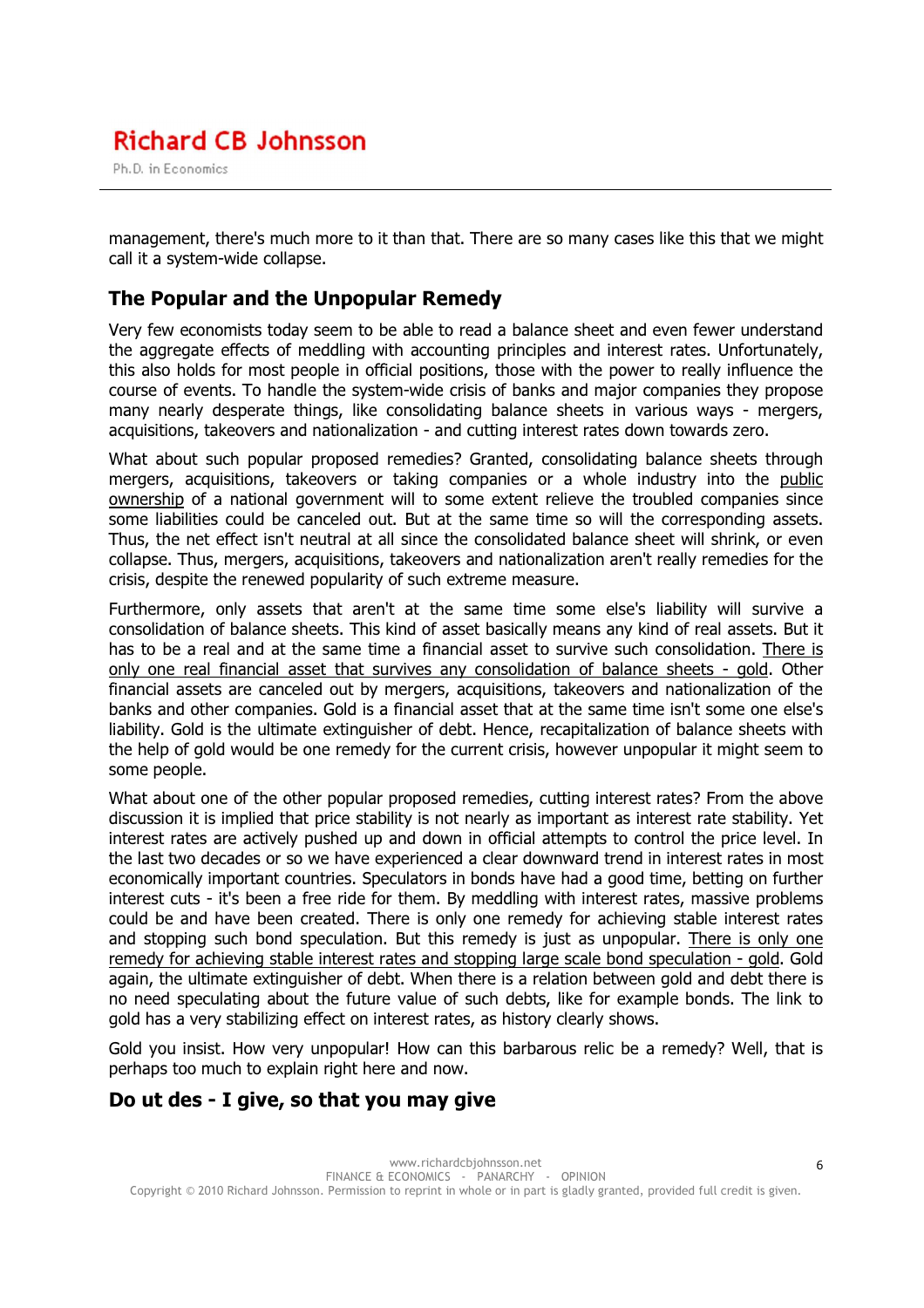management, there's much more to it than that. There are so many cases like this that we might call it a system-wide collapse.

## The Popular and the Unpopular Remedy

Very few economists today seem to be able to read a balance sheet and even fewer understand the aggregate effects of meddling with accounting principles and interest rates. Unfortunately, this also holds for most people in official positions, those with the power to really influence the course of events. To handle the system-wide crisis of banks and major companies they propose many nearly desperate things, like consolidating balance sheets in various ways - mergers, acquisitions, takeovers and nationalization - and cutting interest rates down towards zero.

What about such popular proposed remedies? Granted, consolidating balance sheets through mergers, acquisitions, takeovers or taking companies or a whole industry into the public ownership of a national government will to some extent relieve the troubled companies since some liabilities could be canceled out. But at the same time so will the corresponding assets. Thus, the net effect isn't neutral at all since the consolidated balance sheet will shrink, or even collapse. Thus, mergers, acquisitions, takeovers and nationalization aren't really remedies for the crisis, despite the renewed popularity of such extreme measure.

Furthermore, only assets that aren't at the same time some else's liability will survive a consolidation of balance sheets. This kind of asset basically means any kind of real assets. But it has to be a real and at the same time a financial asset to survive such consolidation. There is only one real financial asset that survives any consolidation of balance sheets - gold. Other financial assets are canceled out by mergers, acquisitions, takeovers and nationalization of the banks and other companies. Gold is a financial asset that at the same time isn't some one else's liability. Gold is the ultimate extinguisher of debt. Hence, recapitalization of balance sheets with the help of gold would be one remedy for the current crisis, however unpopular it might seem to some people.

What about one of the other popular proposed remedies, cutting interest rates? From the above discussion it is implied that price stability is not nearly as important as interest rate stability. Yet interest rates are actively pushed up and down in official attempts to control the price level. In the last two decades or so we have experienced a clear downward trend in interest rates in most economically important countries. Speculators in bonds have had a good time, betting on further interest cuts - it's been a free ride for them. By meddling with interest rates, massive problems could be and have been created. There is only one remedy for achieving stable interest rates and stopping such bond speculation. But this remedy is just as unpopular. There is only one remedy for achieving stable interest rates and stopping large scale bond speculation - gold. Gold again, the ultimate extinguisher of debt. When there is a relation between gold and debt there is no need speculating about the future value of such debts, like for example bonds. The link to gold has a very stabilizing effect on interest rates, as history clearly shows.

Gold you insist. How very unpopular! How can this barbarous relic be a remedy? Well, that is perhaps too much to explain right here and now.

## Do ut des - I give, so that you may give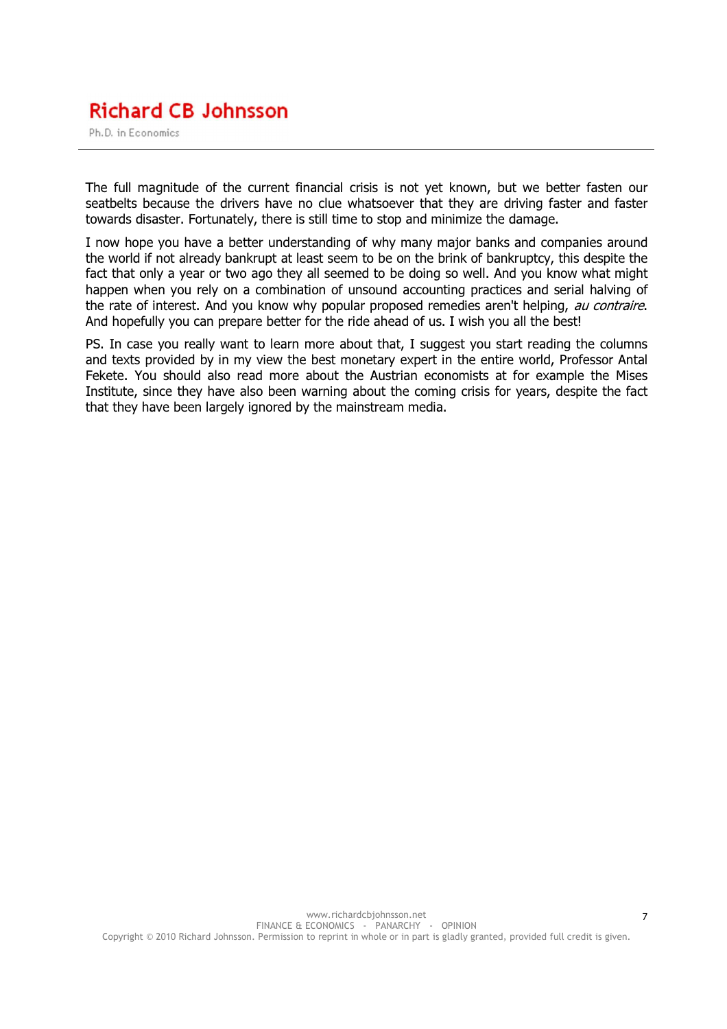The full magnitude of the current financial crisis is not yet known, but we better fasten our seatbelts because the drivers have no clue whatsoever that they are driving faster and faster towards disaster. Fortunately, there is still time to stop and minimize the damage.

I now hope you have a better understanding of why many major banks and companies around the world if not already bankrupt at least seem to be on the brink of bankruptcy, this despite the fact that only a year or two ago they all seemed to be doing so well. And you know what might happen when you rely on a combination of unsound accounting practices and serial halving of the rate of interest. And you know why popular proposed remedies aren't helping, *au contraire*. And hopefully you can prepare better for the ride ahead of us. I wish you all the best!

PS. In case you really want to learn more about that, I suggest you start reading the columns and texts provided by in my view the best monetary expert in the entire world, Professor Antal Fekete. You should also read more about the Austrian economists at for example the Mises Institute, since they have also been warning about the coming crisis for years, despite the fact that they have been largely ignored by the mainstream media.